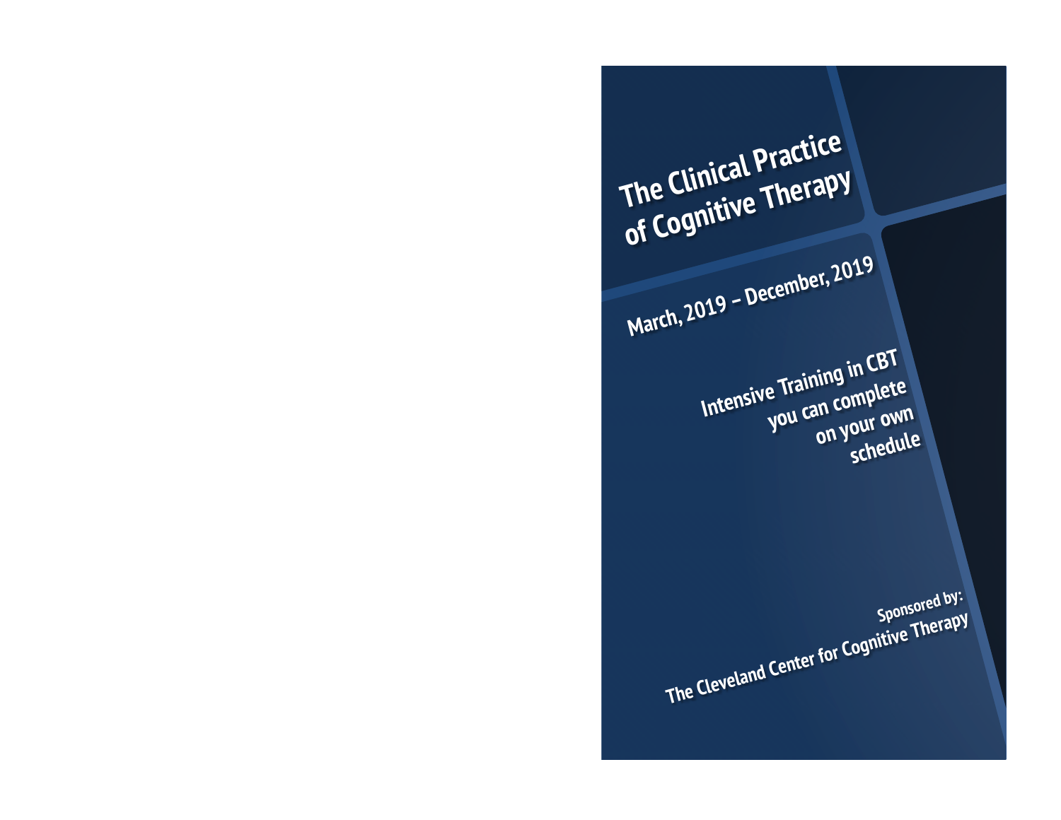# The Clinical Practice of Cognitive Therapy

**March, 2019 – December, 2019**

**Intensive Training in CBT you can complete on your own schedule**

**Sponsored by:**
**The Cleveland Center for Cognitive Therapy**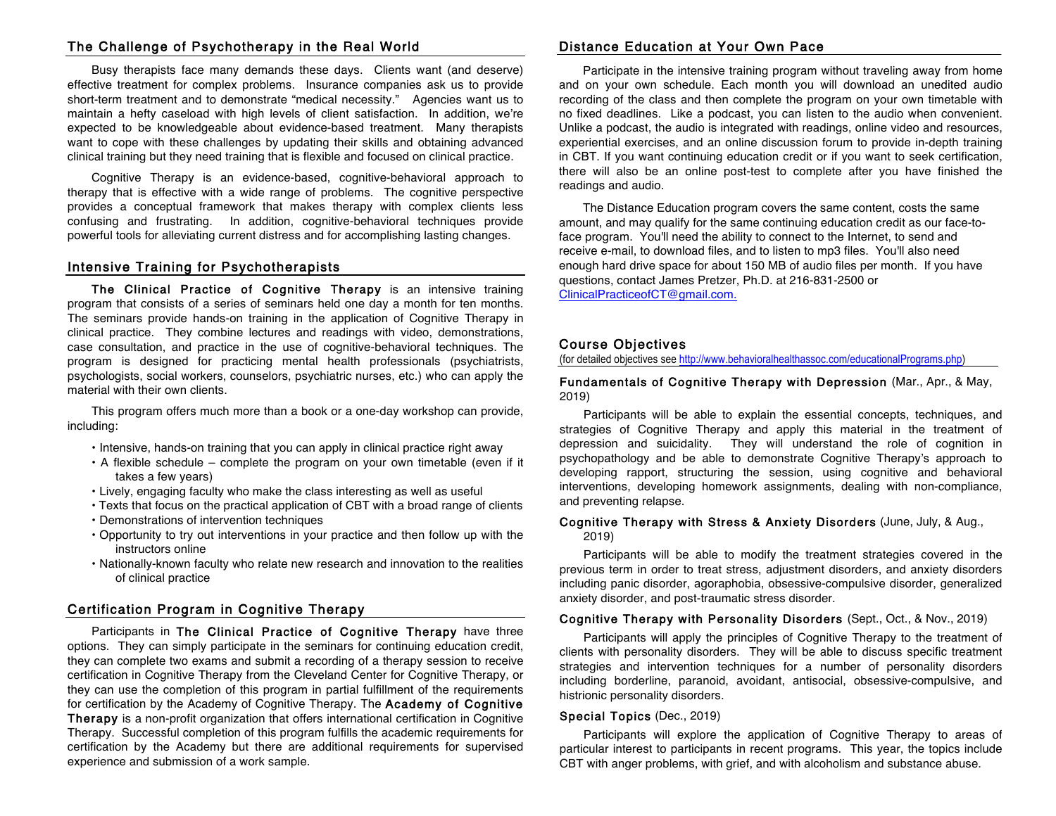## The Challenge of Psychotherapy in the Real World

Busy therapists face many demands these days. Clients want (and deserve) effective treatment for complex problems. Insurance companies ask us to provide short-term treatment and to demonstrate "medical necessity." Agencies want us to maintain a hefty caseload with high levels of client satisfaction. In addition, we're expected to be knowledgeable about evidence-based treatment. Many therapists want to cope with these challenges by updating their skills and obtaining advanced clinical training but they need training that is flexible and focused on clinical practice.

Cognitive Therapy is an evidence-based, cognitive-behavioral approach to therapy that is effective with a wide range of problems. The cognitive perspective provides a conceptual framework that makes therapy with complex clients less confusing and frustrating. In addition, cognitive-behavioral techniques provide powerful tools for alleviating current distress and for accomplishing lasting changes.

## Intensive Training for Psychotherapists

**The Clinical Practice of Cognitive Therapy** is an intensive training program that consists of a series of seminars held one day a month for ten months. The seminars provide hands-on training in the application of Cognitive Therapy in clinical practice. They combine lectures and readings with video, demonstrations, case consultation, and practice in the use of cognitive-behavioral techniques. The program is designed for practicing mental health professionals (psychiatrists, psychologists, social workers, counselors, psychiatric nurses, etc.) who can apply the material with their own clients.

This program offers much more than a book or a one-day workshop can provide, including:

- Intensive, hands-on training that you can apply in clinical practice right away
- A flexible schedule – complete the program on your own timetable (even if it takes a few years)
- Lively, engaging faculty who make the class interesting as well as useful
- Texts that focus on the practical application of CBT with a broad range of clients
- Demonstrations of intervention techniques
- Opportunity to try out interventions in your practice and then follow up with the instructors online
- Nationally-known faculty who relate new research and innovation to the realities of clinical practice

## Certification Program in Cognitive Therapy

Participants in **The Clinical Practice of Cognitive Therapy** have three options. They can simply participate in the seminars for continuing education credit, they can complete two exams and submit a recording of a therapy session to receive certification in Cognitive Therapy from the Cleveland Center for Cognitive Therapy, or they can use the completion of this program in partial fulfillment of the requirements for certification by the Academy of Cognitive Therapy. The **Academy of Cognitive Therapy** is a non-profit organization that offers international certification in Cognitive Therapy. Successful completion of this program fulfills the academic requirements for certification by the Academy but there are additional requirements for supervised experience and submission of a work sample.

## Distance Education at Your Own Pace

Participate in the intensive training program without traveling away from home and on your own schedule. Each month you will download an unedited audio recording of the class and then complete the program on your own timetable with no fixed deadlines. Like a podcast, you can listen to the audio when convenient. Unlike a podcast, the audio is integrated with readings, online video and resources, experiential exercises, and an online discussion forum to provide in-depth training in CBT. If you want continuing education credit or if you want to seek certification, there will also be an online post-test to complete after you have finished the readings and audio.

The Distance Education program covers the same content, costs the same amount, and may qualify for the same continuing education credit as our face-to-face program. You'll need the ability to connect to the Internet, to send and receive e-mail, to download files, and to listen to mp3 files. You'll also need enough hard drive space for about 150 MB of audio files per month. If you have questions, contact James Pretzer, Ph.D. at 216-831-2500 or ClinicalPracticeofCT@gmail.com.

## Course Objectives

(for detailed objectives see http://www.behavioralhealthassoc.com/educationalPrograms.php)

**Fundamentals of Cognitive Therapy with Depression** (Mar., Apr., & May, 2019)

Participants will be able to explain the essential concepts, techniques, and strategies of Cognitive Therapy and apply this material in the treatment of depression and suicidality. They will understand the role of cognition in psychopathology and be able to demonstrate Cognitive Therapy's approach to developing rapport, structuring the session, using cognitive and behavioral interventions, developing homework assignments, dealing with non-compliance, and preventing relapse.

**Cognitive Therapy with Stress & Anxiety Disorders** (June, July, & Aug., 2019)

Participants will be able to modify the treatment strategies covered in the previous term in order to treat stress, adjustment disorders, and anxiety disorders including panic disorder, agoraphobia, obsessive-compulsive disorder, generalized anxiety disorder, and post-traumatic stress disorder.

**Cognitive Therapy with Personality Disorders** (Sept., Oct., & Nov., 2019)

Participants will apply the principles of Cognitive Therapy to the treatment of clients with personality disorders. They will be able to discuss specific treatment strategies and intervention techniques for a number of personality disorders including borderline, paranoid, avoidant, antisocial, obsessive-compulsive, and histrionic personality disorders.

**Special Topics** (Dec., 2019)

Participants will explore the application of Cognitive Therapy to areas of particular interest to participants in recent programs. This year, the topics include CBT with anger problems, with grief, and with alcoholism and substance abuse.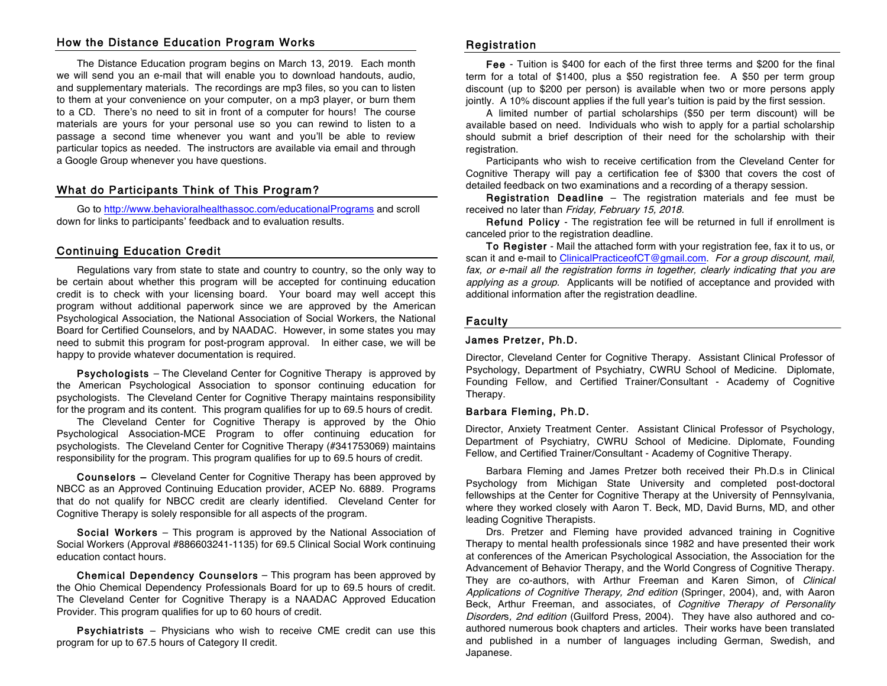## How the Distance Education Program Works

The Distance Education program begins on March 13, 2019. Each month we will send you an e-mail that will enable you to download handouts, audio, and supplementary materials. The recordings are mp3 files, so you can to listen to them at your convenience on your computer, on a mp3 player, or burn them to a CD. There's no need to sit in front of a computer for hours! The course materials are yours for your personal use so you can rewind to listen to a passage a second time whenever you want and you'll be able to review particular topics as needed. The instructors are available via email and through a Google Group whenever you have questions.

## What do Participants Think of This Program?

Go to http://www.behavioralhealthassoc.com/educationalPrograms and scroll down for links to participants' feedback and to evaluation results.

## Continuing Education Credit

Regulations vary from state to state and country to country, so the only way to be certain about whether this program will be accepted for continuing education credit is to check with your licensing board. Your board may well accept this program without additional paperwork since we are approved by the American Psychological Association, the National Association of Social Workers, the National Board for Certified Counselors, and by NAADAC. However, in some states you may need to submit this program for post-program approval. In either case, we will be happy to provide whatever documentation is required.

**Psychologists** – The Cleveland Center for Cognitive Therapy is approved by the American Psychological Association to sponsor continuing education for psychologists. The Cleveland Center for Cognitive Therapy maintains responsibility for the program and its content. This program qualifies for up to 69.5 hours of credit.

The Cleveland Center for Cognitive Therapy is approved by the Ohio Psychological Association-MCE Program to offer continuing education for psychologists. The Cleveland Center for Cognitive Therapy (#341753069) maintains responsibility for the program. This program qualifies for up to 69.5 hours of credit.

**Counselors** – Cleveland Center for Cognitive Therapy has been approved by NBCC as an Approved Continuing Education provider, ACEP No. 6889. Programs that do not qualify for NBCC credit are clearly identified. Cleveland Center for Cognitive Therapy is solely responsible for all aspects of the program.

**Social Workers** – This program is approved by the National Association of Social Workers (Approval #886603241-1135) for 69.5 Clinical Social Work continuing education contact hours.

**Chemical Dependency Counselors** – This program has been approved by the Ohio Chemical Dependency Professionals Board for up to 69.5 hours of credit. The Cleveland Center for Cognitive Therapy is a NAADAC Approved Education Provider. This program qualifies for up to 60 hours of credit.

**Psychiatrists** – Physicians who wish to receive CME credit can use this program for up to 67.5 hours of Category II credit.

## Registration

**Fee** - Tuition is $400 for each of the first three terms and $200 for the final term for a total of $1400, plus a $50 registration fee. A $50 per term group discount (up to $200 per person) is available when two or more persons apply jointly. A 10% discount applies if the full year's tuition is paid by the first session.

A limited number of partial scholarships ($50 per term discount) will be available based on need. Individuals who wish to apply for a partial scholarship should submit a brief description of their need for the scholarship with their registration.

Participants who wish to receive certification from the Cleveland Center for Cognitive Therapy will pay a certification fee of $300 that covers the cost of detailed feedback on two examinations and a recording of a therapy session.

**Registration Deadline** – The registration materials and fee must be received no later than *Friday, February 15, 2018.*

**Refund Policy** - The registration fee will be returned in full if enrollment is canceled prior to the registration deadline.

**To Register** - Mail the attached form with your registration fee, fax it to us, or scan it and e-mail to ClinicalPracticeofCT@gmail.com. *For a group discount, mail, fax, or e-mail all the registration forms in together, clearly indicating that you are applying as a group.* Applicants will be notified of acceptance and provided with additional information after the registration deadline.

## Faculty

### James Pretzer, Ph.D.

Director, Cleveland Center for Cognitive Therapy. Assistant Clinical Professor of Psychology, Department of Psychiatry, CWRU School of Medicine. Diplomate, Founding Fellow, and Certified Trainer/Consultant - Academy of Cognitive Therapy.

### Barbara Fleming, Ph.D.

Director, Anxiety Treatment Center. Assistant Clinical Professor of Psychology, Department of Psychiatry, CWRU School of Medicine. Diplomate, Founding Fellow, and Certified Trainer/Consultant - Academy of Cognitive Therapy.

Barbara Fleming and James Pretzer both received their Ph.D.s in Clinical Psychology from Michigan State University and completed post-doctoral fellowships at the Center for Cognitive Therapy at the University of Pennsylvania, where they worked closely with Aaron T. Beck, MD, David Burns, MD, and other leading Cognitive Therapists.

Drs. Pretzer and Fleming have provided advanced training in Cognitive Therapy to mental health professionals since 1982 and have presented their work at conferences of the American Psychological Association, the Association for the Advancement of Behavior Therapy, and the World Congress of Cognitive Therapy. They are co-authors, with Arthur Freeman and Karen Simon, of *Clinical Applications of Cognitive Therapy, 2nd edition* (Springer, 2004), and, with Aaron Beck, Arthur Freeman, and associates, of *Cognitive Therapy of Personality Disorders, 2nd edition* (Guilford Press, 2004). They have also authored and co-authored numerous book chapters and articles. Their works have been translated and published in a number of languages including German, Swedish, and Japanese.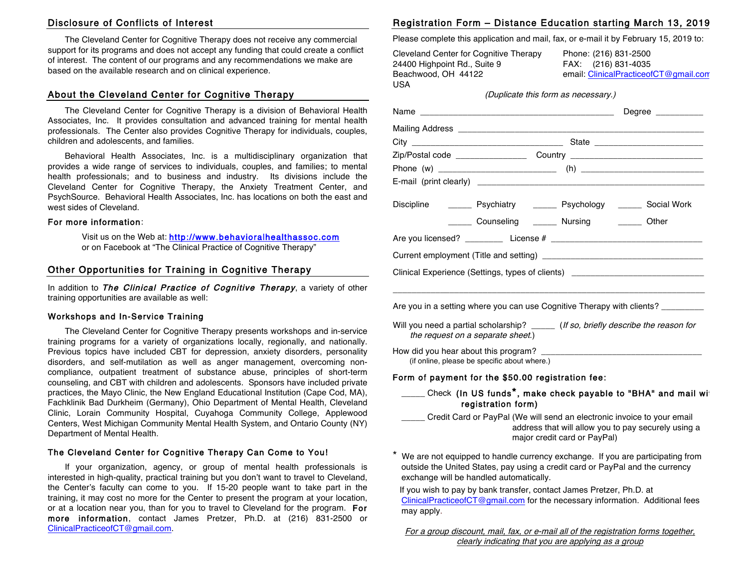## Disclosure of Conflicts of Interest

The Cleveland Center for Cognitive Therapy does not receive any commercial support for its programs and does not accept any funding that could create a conflict of interest. The content of our programs and any recommendations we make are based on the available research and on clinical experience.

## About the Cleveland Center for Cognitive Therapy

The Cleveland Center for Cognitive Therapy is a division of Behavioral Health Associates, Inc. It provides consultation and advanced training for mental health professionals. The Center also provides Cognitive Therapy for individuals, couples, children and adolescents, and families.

Behavioral Health Associates, Inc. is a multidisciplinary organization that provides a wide range of services to individuals, couples, and families; to mental health professionals; and to business and industry. Its divisions include the Cleveland Center for Cognitive Therapy, the Anxiety Treatment Center, and PsychSource. Behavioral Health Associates, Inc. has locations on both the east and west sides of Cleveland.

**For more information**:

Visit us on the Web at: **http://www.behavioralhealthassoc.com**
or on Facebook at "The Clinical Practice of Cognitive Therapy"

## Other Opportunities for Training in Cognitive Therapy

In addition to ***The Clinical Practice of Cognitive Therapy***, a variety of other training opportunities are available as well:

### Workshops and In-Service Training

The Cleveland Center for Cognitive Therapy presents workshops and in-service training programs for a variety of organizations locally, regionally, and nationally. Previous topics have included CBT for depression, anxiety disorders, personality disorders, and self-mutilation as well as anger management, overcoming non-compliance, outpatient treatment of substance abuse, principles of short-term counseling, and CBT with children and adolescents. Sponsors have included private practices, the Mayo Clinic, the New England Educational Institution (Cape Cod, MA), Fachklinik Bad Durkheim (Germany), Ohio Department of Mental Health, Cleveland Clinic, Lorain Community Hospital, Cuyahoga Community College, Applewood Centers, West Michigan Community Mental Health System, and Ontario County (NY) Department of Mental Health.

### The Cleveland Center for Cognitive Therapy Can Come to You!

If your organization, agency, or group of mental health professionals is interested in high-quality, practical training but you don't want to travel to Cleveland, the Center's faculty can come to you. If 15-20 people want to take part in the training, it may cost no more for the Center to present the program at your location, or at a location near you, than for you to travel to Cleveland for the program. **For more information**, contact James Pretzer, Ph.D. at (216) 831-2500 or ClinicalPracticeofCT@gmail.com.

## Registration Form – Distance Education starting March 13, 2019

Please complete this application and mail, fax, or e-mail it by February 15, 2019 to:

Cleveland Center for Cognitive Therapy
24400 Highpoint Rd., Suite 9
Beachwood, OH 44122
USA

Phone: (216) 831-2500
FAX: (216) 831-4035
email: ClinicalPracticeofCT@gmail.com

*(Duplicate this form as necessary.)*

Name ________________________________________ Degree __________

Mailing Address ________________________________________________

City _______________________________ State ______________________

Zip/Postal code ______________ Country ____________________________

Phone (w) ________________________ (h) __________________________

E-mail (print clearly) _______________________________________________

Discipline _____ Psychiatry _____ Psychology _____ Social Work

_____ Counseling _____ Nursing _____ Other

Are you licensed? ________ License # ________________________________

Current employment (Title and setting) ____________________________________

Clinical Experience (Settings, types of clients) ____________________________

______________________________________________________________________

Are you in a setting where you can use Cognitive Therapy with clients? _________

Will you need a partial scholarship? _____ (*If so, briefly describe the reason for the request on a separate sheet.*)

How did you hear about this program? __________________________________
(if online, please be specific about where.)

**Form of payment for the $50.00 registration fee:**

_____ Check **(In US funds\*, make check payable to "BHA" and mail with registration form)**

_____ Credit Card or PayPal (We will send an electronic invoice to your email address that will allow you to pay securely using a major credit card or PayPal)

\* We are not equipped to handle currency exchange. If you are participating from outside the United States, pay using a credit card or PayPal and the currency exchange will be handled automatically.

If you wish to pay by bank transfer, contact James Pretzer, Ph.D. at ClinicalPracticeofCT@gmail.com for the necessary information. Additional fees may apply.

*For a group discount, mail, fax, or e-mail all of the registration forms together, clearly indicating that you are applying as a group*